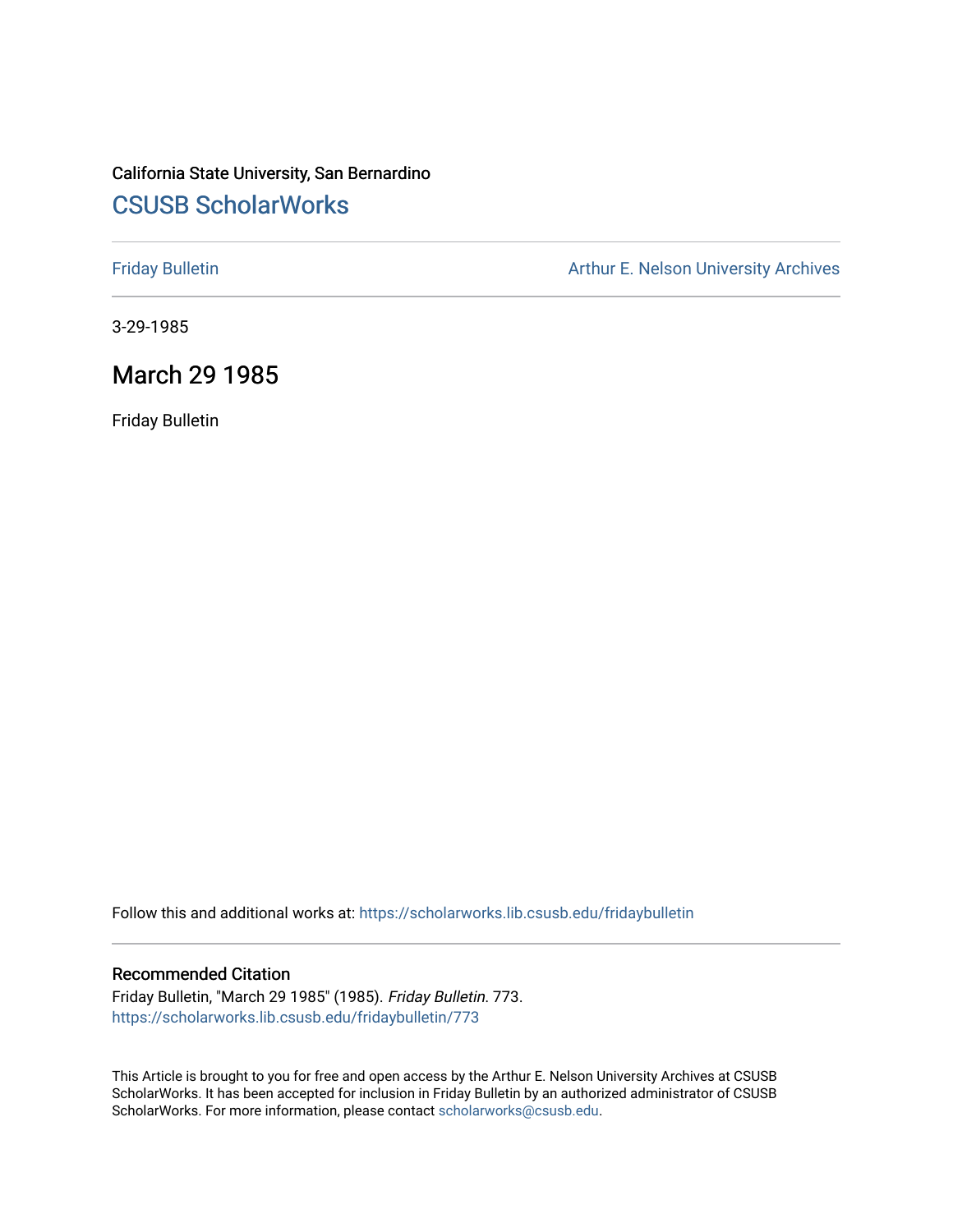California State University, San Bernardino

# CSUSB ScholarWorks

Friday Bulletin

Arthur E. Nelson University Archives

3-29-1985

## March 29 1985

Friday Bulletin

Follow this and additional works at: https://scholarworks.lib.csusb.edu/fridaybulletin

### Recommended Citation

Friday Bulletin, "March 29 1985" (1985). *Friday Bulletin*. 773.
https://scholarworks.lib.csusb.edu/fridaybulletin/773

This Article is brought to you for free and open access by the Arthur E. Nelson University Archives at CSUSB ScholarWorks. It has been accepted for inclusion in Friday Bulletin by an authorized administrator of CSUSB ScholarWorks. For more information, please contact scholarworks@csusb.edu.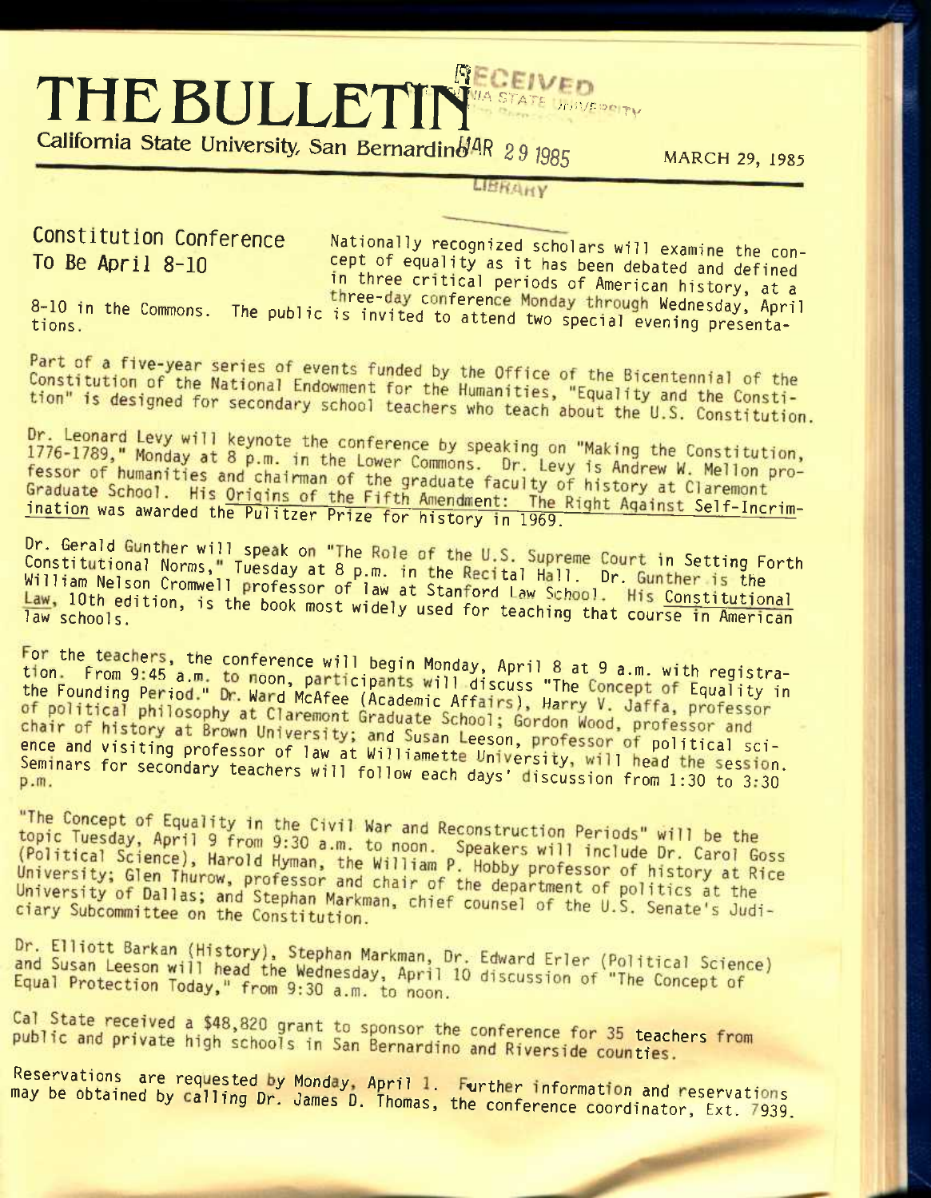# THE BULLETIN

California State University, San Bernardino

MARCH 29, 1985

## Constitution Conference To Be April 8-10

Nationally recognized scholars will examine the concept of equality as it has been debated and defined in three critical periods of American history, at a three-day conference Monday through Wednesday, April 8-10 in the Commons. The public is invited to attend two special evening presentations.

Part of a five-year series of events funded by the Office of the Bicentennial of the Constitution of the National Endowment for the Humanities, "Equality and the Constitution" is designed for secondary school teachers who teach about the U.S. Constitution.

Dr. Leonard Levy will keynote the conference by speaking on "Making the Constitution, 1776-1789," Monday at 8 p.m. in the Lower Commons. Dr. Levy is Andrew W. Mellon professor of humanities and chairman of the graduate faculty of history at Claremont Graduate School. His Origins of the Fifth Amendment: The Right Against Self-Incrimination was awarded the Pulitzer Prize for history in 1969.

Dr. Gerald Gunther will speak on "The Role of the U.S. Supreme Court in Setting Forth Constitutional Norms," Tuesday at 8 p.m. in the Recital Hall. Dr. Gunther is the William Nelson Cromwell professor of law at Stanford Law School. His Constitutional Law, 10th edition, is the book most widely used for teaching that course in American law schools.

For the teachers, the conference will begin Monday, April 8 at 9 a.m. with registration. From 9:45 a.m. to noon, participants will discuss "The Concept of Equality in the Founding Period." Dr. Ward McAfee (Academic Affairs), Harry V. Jaffa, professor of political philosophy at Claremont Graduate School; Gordon Wood, professor and chair of history at Brown University; and Susan Leeson, professor of political science and visiting professor of law at Williamette University, will head the session. Seminars for secondary teachers will follow each days' discussion from 1:30 to 3:30 p.m.

"The Concept of Equality in the Civil War and Reconstruction Periods" will be the topic Tuesday, April 9 from 9:30 a.m. to noon. Speakers will include Dr. Carol Goss (Political Science), Harold Hyman, the William P. Hobby professor of history at Rice University; Glen Thurow, professor and chair of the department of politics at the University of Dallas; and Stephan Markman, chief counsel of the U.S. Senate's Judiciary Subcommittee on the Constitution.

Dr. Elliott Barkan (History), Stephan Markman, Dr. Edward Erler (Political Science) and Susan Leeson will head the Wednesday, April 10 discussion of "The Concept of Equal Protection Today," from 9:30 a.m. to noon.

Cal State received a $48,820 grant to sponsor the conference for 35 teachers from public and private high schools in San Bernardino and Riverside counties.

Reservations are requested by Monday, April 1. Further information and reservations may be obtained by calling Dr. James D. Thomas, the conference coordinator, Ext. 7939.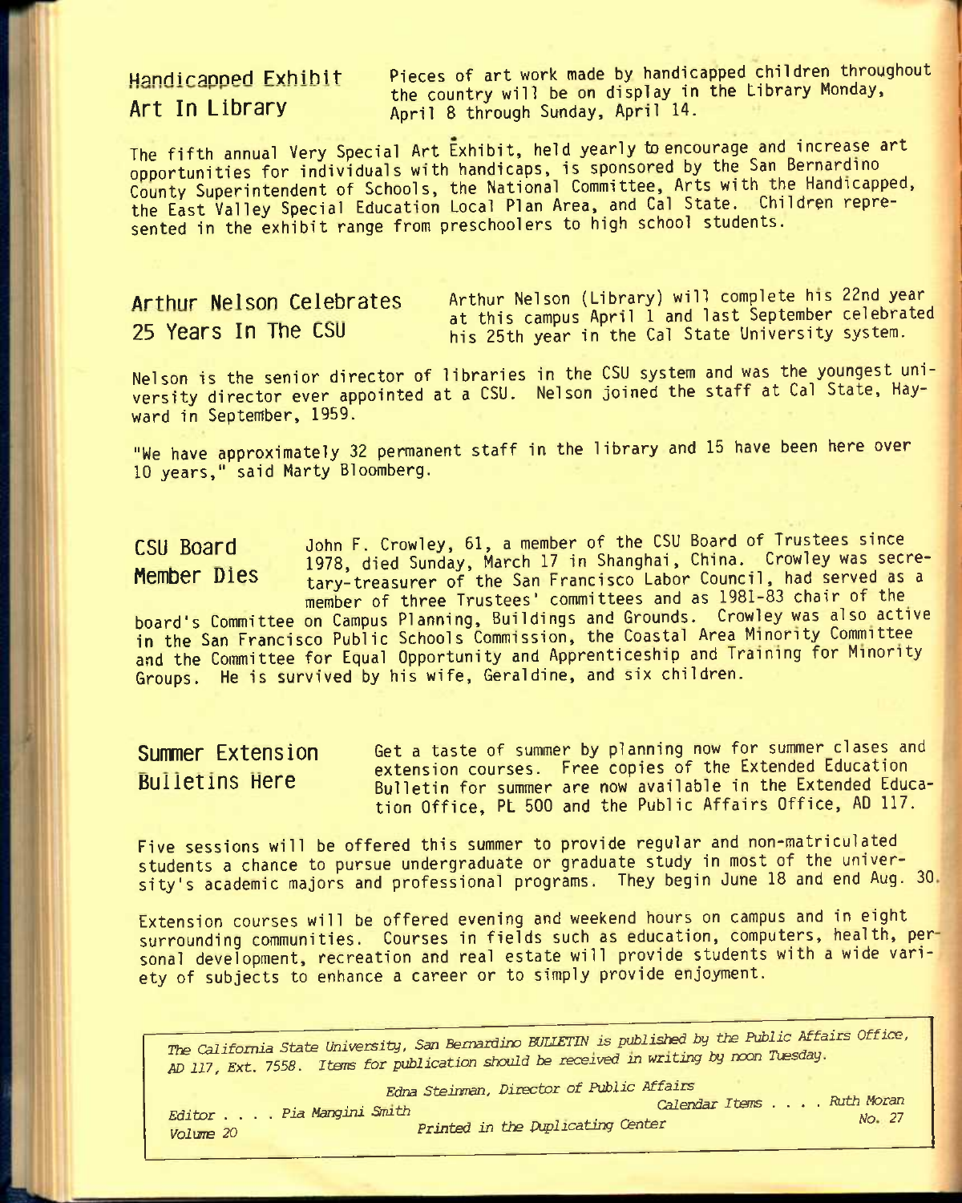## Handicapped Exhibit Art In Library

Pieces of art work made by handicapped children throughout the country will be on display in the Library Monday, April 8 through Sunday, April 14.

The fifth annual Very Special Art Exhibit, held yearly to encourage and increase art opportunities for individuals with handicaps, is sponsored by the San Bernardino County Superintendent of Schools, the National Committee, Arts with the Handicapped, the East Valley Special Education Local Plan Area, and Cal State. Children represented in the exhibit range from preschoolers to high school students.

## Arthur Nelson Celebrates 25 Years In The CSU

Arthur Nelson (Library) will complete his 22nd year at this campus April 1 and last September celebrated his 25th year in the Cal State University system.

Nelson is the senior director of libraries in the CSU system and was the youngest university director ever appointed at a CSU. Nelson joined the staff at Cal State, Hayward in September, 1959.

"We have approximately 32 permanent staff in the library and 15 have been here over 10 years," said Marty Bloomberg.

## CSU Board Member Dies

John F. Crowley, 61, a member of the CSU Board of Trustees since 1978, died Sunday, March 17 in Shanghai, China. Crowley was secretary-treasurer of the San Francisco Labor Council, had served as a member of three Trustees' committees and as 1981-83 chair of the board's Committee on Campus Planning, Buildings and Grounds. Crowley was also active in the San Francisco Public Schools Commission, the Coastal Area Minority Committee and the Committee for Equal Opportunity and Apprenticeship and Training for Minority Groups. He is survived by his wife, Geraldine, and six children.

## Summer Extension Bulletins Here

Get a taste of summer by planning now for summer clases and extension courses. Free copies of the Extended Education Bulletin for summer are now available in the Extended Education Office, PL 500 and the Public Affairs Office, AD 117.

Five sessions will be offered this summer to provide regular and non-matriculated students a chance to pursue undergraduate or graduate study in most of the university's academic majors and professional programs. They begin June 18 and end Aug. 30.

Extension courses will be offered evening and weekend hours on campus and in eight surrounding communities. Courses in fields such as education, computers, health, personal development, recreation and real estate will provide students with a wide variety of subjects to enhance a career or to simply provide enjoyment.

---

*The California State University, San Bernardino BULLETIN is published by the Public Affairs Office, AD 117, Ext. 7558. Items for publication should be received in writing by noon Tuesday.*

*Edna Steinman, Director of Public Affairs*

*Editor . . . . Pia Mangini Smith* — *Calendar Items . . . . Ruth Moran*

*Volume 20* — *Printed in the Duplicating Center* — *No. 27*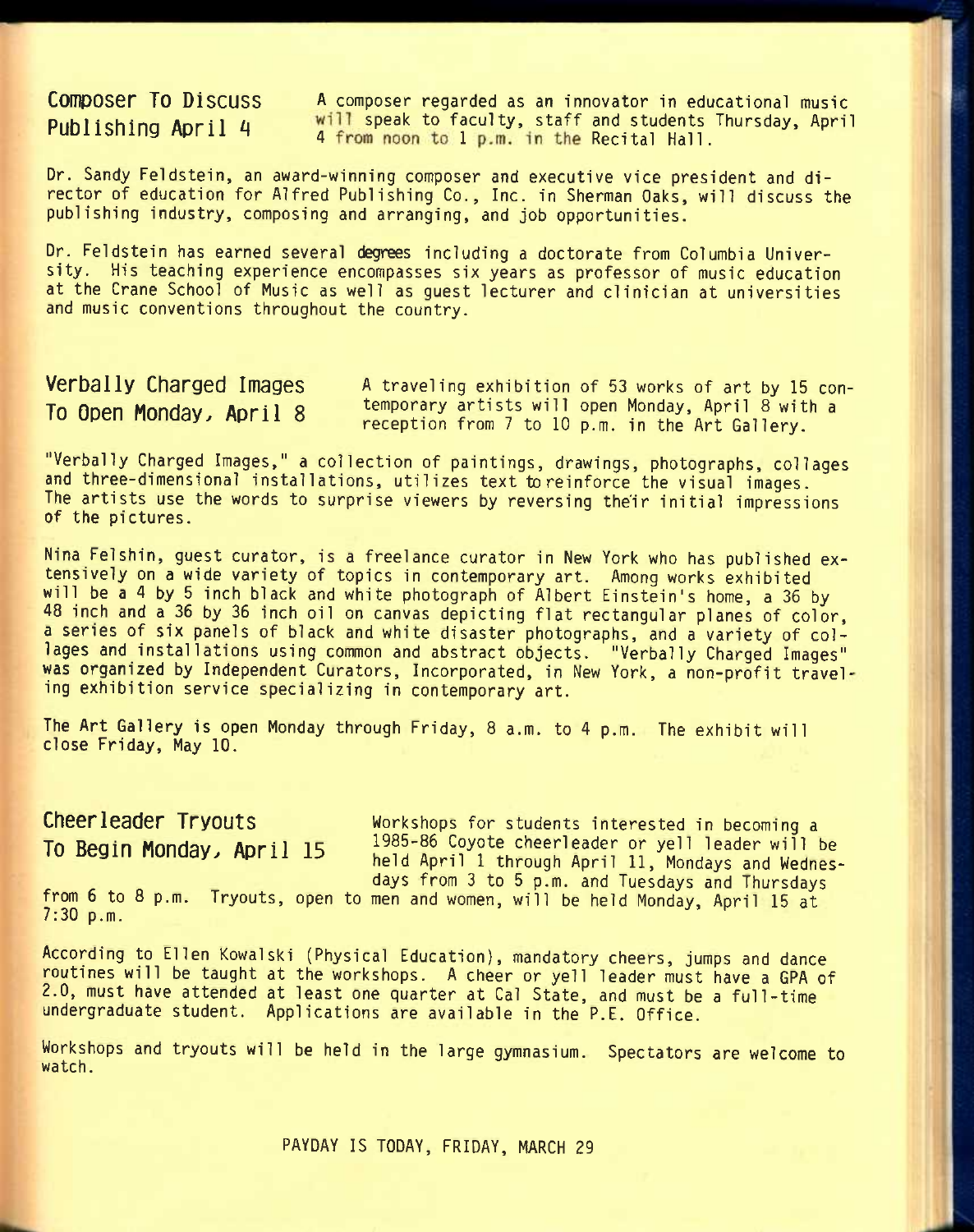## Composer To Discuss Publishing April 4

A composer regarded as an innovator in educational music will speak to faculty, staff and students Thursday, April 4 from noon to 1 p.m. in the Recital Hall.

Dr. Sandy Feldstein, an award-winning composer and executive vice president and director of education for Alfred Publishing Co., Inc. in Sherman Oaks, will discuss the publishing industry, composing and arranging, and job opportunities.

Dr. Feldstein has earned several degrees including a doctorate from Columbia University. His teaching experience encompasses six years as professor of music education at the Crane School of Music as well as guest lecturer and clinician at universities and music conventions throughout the country.

## Verbally Charged Images To Open Monday, April 8

A traveling exhibition of 53 works of art by 15 contemporary artists will open Monday, April 8 with a reception from 7 to 10 p.m. in the Art Gallery.

"Verbally Charged Images," a collection of paintings, drawings, photographs, collages and three-dimensional installations, utilizes text to reinforce the visual images. The artists use the words to surprise viewers by reversing their initial impressions of the pictures.

Nina Felshin, guest curator, is a freelance curator in New York who has published extensively on a wide variety of topics in contemporary art. Among works exhibited will be a 4 by 5 inch black and white photograph of Albert Einstein's home, a 36 by 48 inch and a 36 by 36 inch oil on canvas depicting flat rectangular planes of color, a series of six panels of black and white disaster photographs, and a variety of collages and installations using common and abstract objects. "Verbally Charged Images" was organized by Independent Curators, Incorporated, in New York, a non-profit traveling exhibition service specializing in contemporary art.

The Art Gallery is open Monday through Friday, 8 a.m. to 4 p.m. The exhibit will close Friday, May 10.

## Cheerleader Tryouts To Begin Monday, April 15

Workshops for students interested in becoming a 1985-86 Coyote cheerleader or yell leader will be held April 1 through April 11, Mondays and Wednesdays from 3 to 5 p.m. and Tuesdays and Thursdays from 6 to 8 p.m. Tryouts, open to men and women, will be held Monday, April 15 at 7:30 p.m.

According to Ellen Kowalski (Physical Education), mandatory cheers, jumps and dance routines will be taught at the workshops. A cheer or yell leader must have a GPA of 2.0, must have attended at least one quarter at Cal State, and must be a full-time undergraduate student. Applications are available in the P.E. Office.

Workshops and tryouts will be held in the large gymnasium. Spectators are welcome to watch.

PAYDAY IS TODAY, FRIDAY, MARCH 29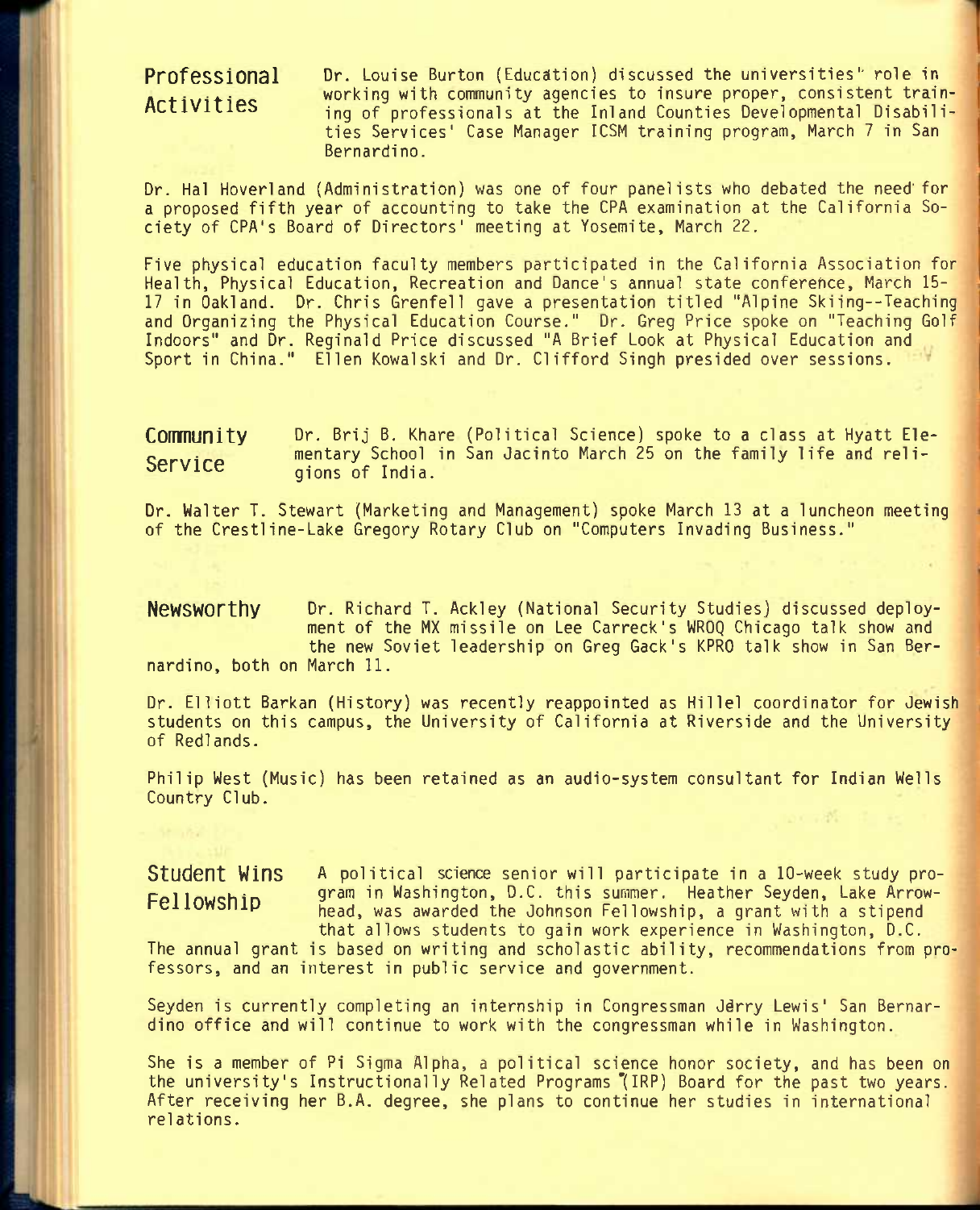## Professional Activities

Dr. Louise Burton (Education) discussed the universities' role in working with community agencies to insure proper, consistent training of professionals at the Inland Counties Developmental Disabilities Services' Case Manager ICSM training program, March 7 in San Bernardino.

Dr. Hal Hoverland (Administration) was one of four panelists who debated the need for a proposed fifth year of accounting to take the CPA examination at the California Society of CPA's Board of Directors' meeting at Yosemite, March 22.

Five physical education faculty members participated in the California Association for Health, Physical Education, Recreation and Dance's annual state conference, March 15-17 in Oakland. Dr. Chris Grenfell gave a presentation titled "Alpine Skiing--Teaching and Organizing the Physical Education Course." Dr. Greg Price spoke on "Teaching Golf Indoors" and Dr. Reginald Price discussed "A Brief Look at Physical Education and Sport in China." Ellen Kowalski and Dr. Clifford Singh presided over sessions.

## Community Service

Dr. Brij B. Khare (Political Science) spoke to a class at Hyatt Elementary School in San Jacinto March 25 on the family life and religions of India.

Dr. Walter T. Stewart (Marketing and Management) spoke March 13 at a luncheon meeting of the Crestline-Lake Gregory Rotary Club on "Computers Invading Business."

## Newsworthy

Dr. Richard T. Ackley (National Security Studies) discussed deployment of the MX missile on Lee Carreck's WROQ Chicago talk show and the new Soviet leadership on Greg Gack's KPRO talk show in San Bernardino, both on March 11.

Dr. Elliott Barkan (History) was recently reappointed as Hillel coordinator for Jewish students on this campus, the University of California at Riverside and the University of Redlands.

Philip West (Music) has been retained as an audio-system consultant for Indian Wells Country Club.

## Student Wins Fellowship

A political science senior will participate in a 10-week study program in Washington, D.C. this summer. Heather Seyden, Lake Arrowhead, was awarded the Johnson Fellowship, a grant with a stipend that allows students to gain work experience in Washington, D.C. The annual grant is based on writing and scholastic ability, recommendations from professors, and an interest in public service and government.

Seyden is currently completing an internship in Congressman Jerry Lewis' San Bernardino office and will continue to work with the congressman while in Washington.

She is a member of Pi Sigma Alpha, a political science honor society, and has been on the university's Instructionally Related Programs (IRP) Board for the past two years. After receiving her B.A. degree, she plans to continue her studies in international relations.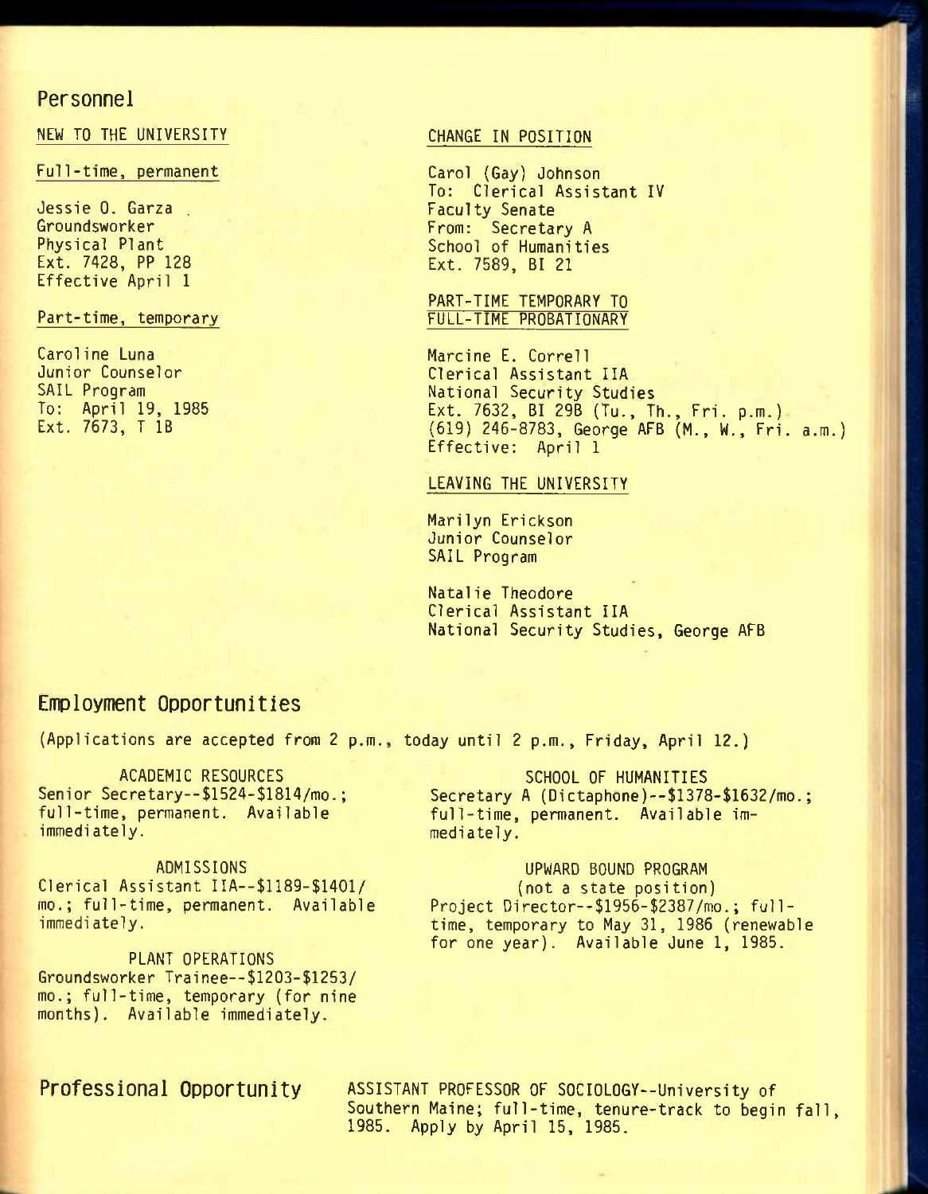# Personnel

## NEW TO THE UNIVERSITY

### Full-time, permanent

Jessie O. Garza
Groundsworker
Physical Plant
Ext. 7428, PP 128
Effective April 1

### Part-time, temporary

Caroline Luna
Junior Counselor
SAIL Program
To: April 19, 1985
Ext. 7673, T 1B

## CHANGE IN POSITION

Carol (Gay) Johnson
To: Clerical Assistant IV
Faculty Senate
From: Secretary A
School of Humanities
Ext. 7589, BI 21

## PART-TIME TEMPORARY TO FULL-TIME PROBATIONARY

Marcine E. Correll
Clerical Assistant IIA
National Security Studies
Ext. 7632, BI 29B (Tu., Th., Fri. p.m.)
(619) 246-8783, George AFB (M., W., Fri. a.m.)
Effective: April 1

## LEAVING THE UNIVERSITY

Marilyn Erickson
Junior Counselor
SAIL Program

Natalie Theodore
Clerical Assistant IIA
National Security Studies, George AFB

# Employment Opportunities

(Applications are accepted from 2 p.m., today until 2 p.m., Friday, April 12.)

**ACADEMIC RESOURCES**
Senior Secretary--$1524-$1814/mo.; full-time, permanent. Available immediately.

**ADMISSIONS**
Clerical Assistant IIA--$1189-$1401/mo.; full-time, permanent. Available immediately.

**PLANT OPERATIONS**
Groundsworker Trainee--$1203-$1253/mo.; full-time, temporary (for nine months). Available immediately.

**SCHOOL OF HUMANITIES**
Secretary A (Dictaphone)--$1378-$1632/mo.; full-time, permanent. Available immediately.

**UPWARD BOUND PROGRAM**
(not a state position)
Project Director--$1956-$2387/mo.; full-time, temporary to May 31, 1986 (renewable for one year). Available June 1, 1985.

# Professional Opportunity

ASSISTANT PROFESSOR OF SOCIOLOGY--University of Southern Maine; full-time, tenure-track to begin fall, 1985. Apply by April 15, 1985.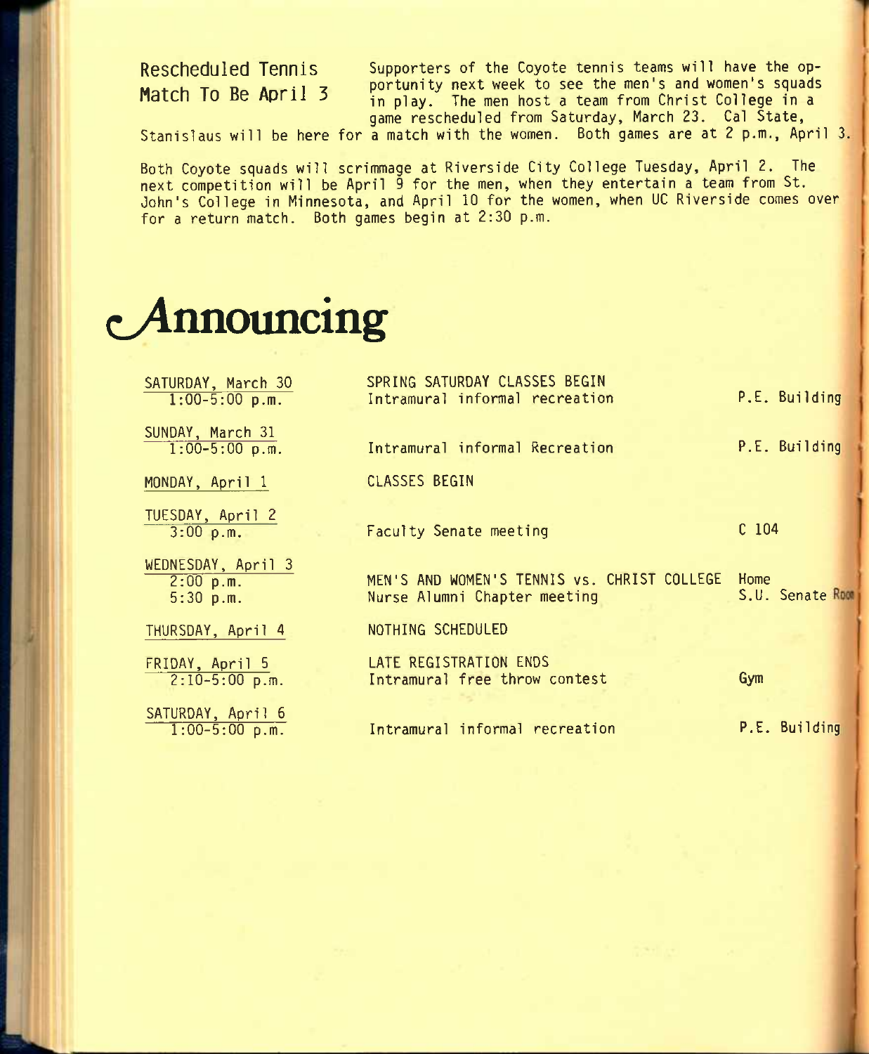## Rescheduled Tennis Match To Be April 3

Supporters of the Coyote tennis teams will have the opportunity next week to see the men's and women's squads in play. The men host a team from Christ College in a game rescheduled from Saturday, March 23. Cal State, Stanislaus will be here for a match with the women. Both games are at 2 p.m., April 3.

Both Coyote squads will scrimmage at Riverside City College Tuesday, April 2. The next competition will be April 9 for the men, when they entertain a team from St. John's College in Minnesota, and April 10 for the women, when UC Riverside comes over for a return match. Both games begin at 2:30 p.m.

# Announcing

| | | |
|---|---|---|
| SATURDAY, March 30 | SPRING SATURDAY CLASSES BEGIN | |
| 1:00-5:00 p.m. | Intramural informal recreation | P.E. Building |
| SUNDAY, March 31 | | |
| 1:00-5:00 p.m. | Intramural informal Recreation | P.E. Building |
| MONDAY, April 1 | CLASSES BEGIN | |
| TUESDAY, April 2 | | |
| 3:00 p.m. | Faculty Senate meeting | C 104 |
| WEDNESDAY, April 3 | | |
| 2:00 p.m. | MEN'S AND WOMEN'S TENNIS vs. CHRIST COLLEGE | Home |
| 5:30 p.m. | Nurse Alumni Chapter meeting | S.U. Senate Room |
| THURSDAY, April 4 | NOTHING SCHEDULED | |
| FRIDAY, April 5 | LATE REGISTRATION ENDS | |
| 2:10-5:00 p.m. | Intramural free throw contest | Gym |
| SATURDAY, April 6 | | |
| 1:00-5:00 p.m. | Intramural informal recreation | P.E. Building |